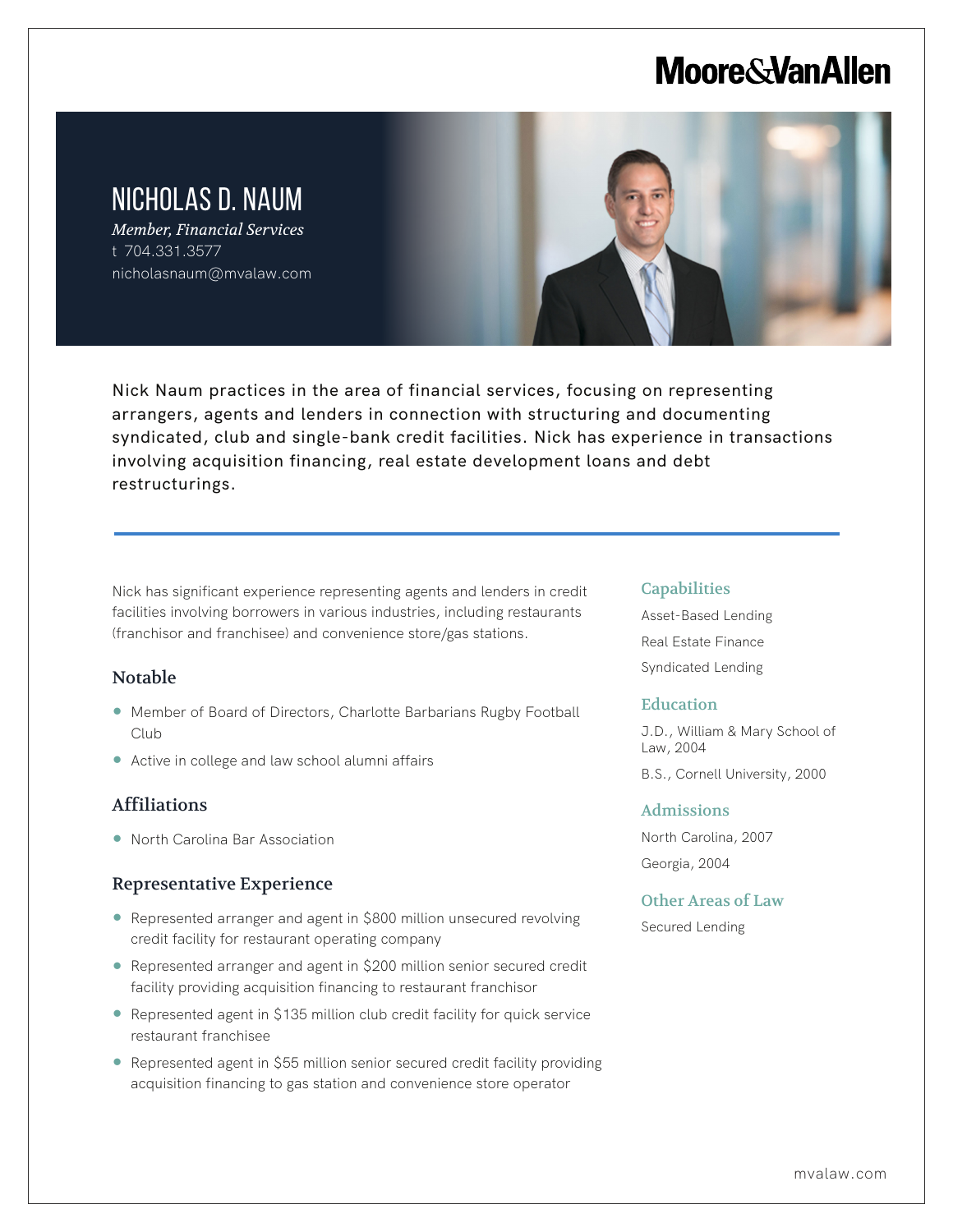Moore&VanAllen

# NICHOLAS D. NAUM

*Member, Financial Services*

t 704.331.3577

nicholasnaum@mvalaw.com

Nick Naum practices in the area of financial services, focusing on representing arrangers, agents and lenders in connection with structuring and documenting syndicated, club and single-bank credit facilities. Nick has experience in transactions involving acquisition financing, real estate development loans and debt restructurings.

Nick has significant experience representing agents and lenders in credit facilities involving borrowers in various industries, including restaurants (franchisor and franchisee) and convenience store/gas stations.

## Notable

- Member of Board of Directors, Charlotte Barbarians Rugby Football Club
- Active in college and law school alumni affairs

## Affiliations

- North Carolina Bar Association

## Representative Experience

- Represented arranger and agent in $800 million unsecured revolving credit facility for restaurant operating company
- Represented arranger and agent in $200 million senior secured credit facility providing acquisition financing to restaurant franchisor
- Represented agent in $135 million club credit facility for quick service restaurant franchisee
- Represented agent in $55 million senior secured credit facility providing acquisition financing to gas station and convenience store operator

## Capabilities

Asset-Based Lending

Real Estate Finance

Syndicated Lending

## Education

J.D., William & Mary School of Law, 2004

B.S., Cornell University, 2000

## Admissions

North Carolina, 2007

Georgia, 2004

## Other Areas of Law

Secured Lending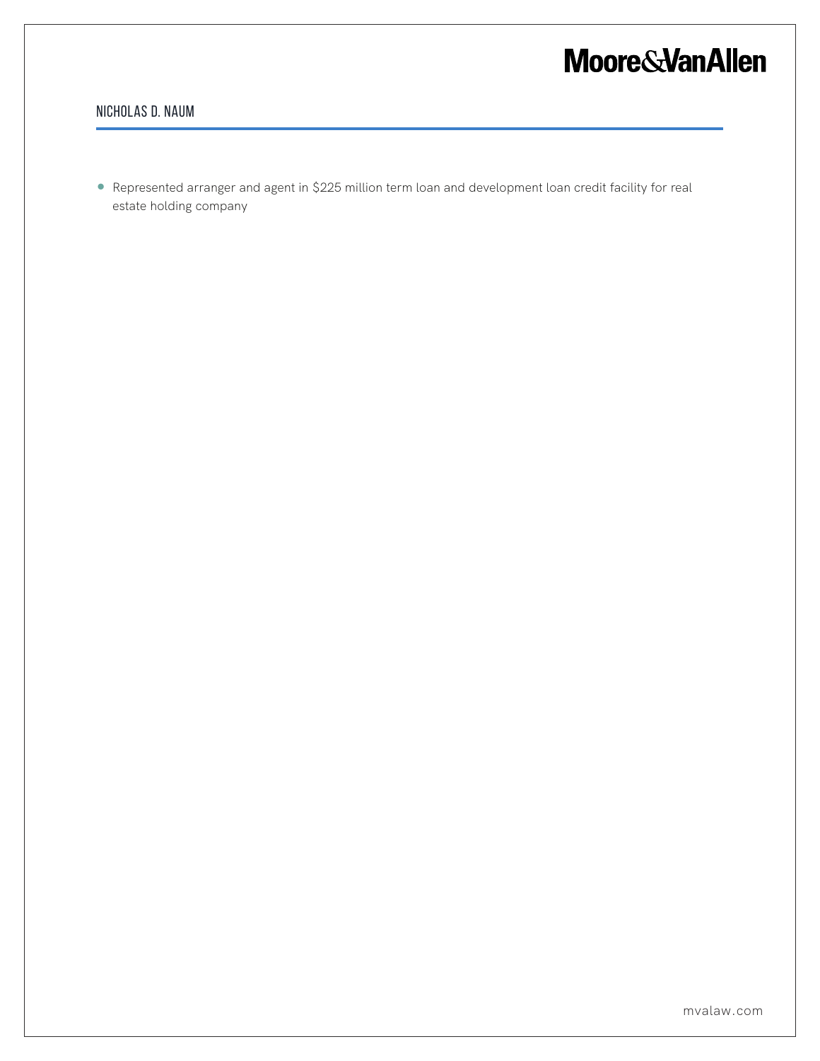- Represented arranger and agent in $225 million term loan and development loan credit facility for real estate holding company